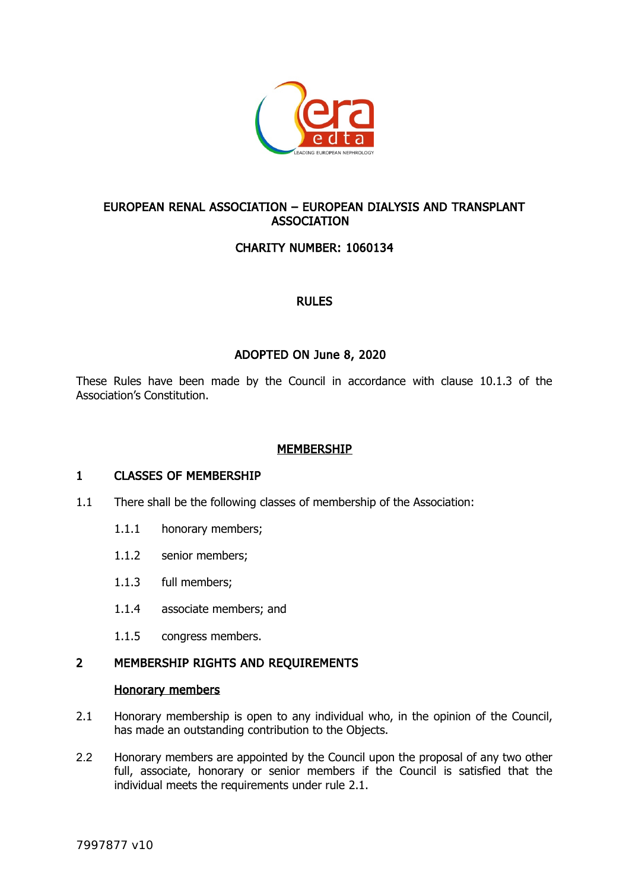# EUROPEAN RENAL ASSOCIATION – EUROPEAN DIALYSIS AND TRANSPLANT ASSOCIATION

## CHARITY NUMBER: 1060134

## RULES

## ADOPTED ON June 8, 2020

These Rules have been made by the Council in accordance with clause 10.1.3 of the Association's Constitution.

## MEMBERSHIP

### 1 CLASSES OF MEMBERSHIP

1.1 There shall be the following classes of membership of the Association:

- 1.1.1 honorary members;
- 1.1.2 senior members;
- 1.1.3 full members;
- 1.1.4 associate members; and
- 1.1.5 congress members.

### 2 MEMBERSHIP RIGHTS AND REQUIREMENTS

**Honorary members**

2.1 Honorary membership is open to any individual who, in the opinion of the Council, has made an outstanding contribution to the Objects.

2.2 Honorary members are appointed by the Council upon the proposal of any two other full, associate, honorary or senior members if the Council is satisfied that the individual meets the requirements under rule 2.1.

7997877 v10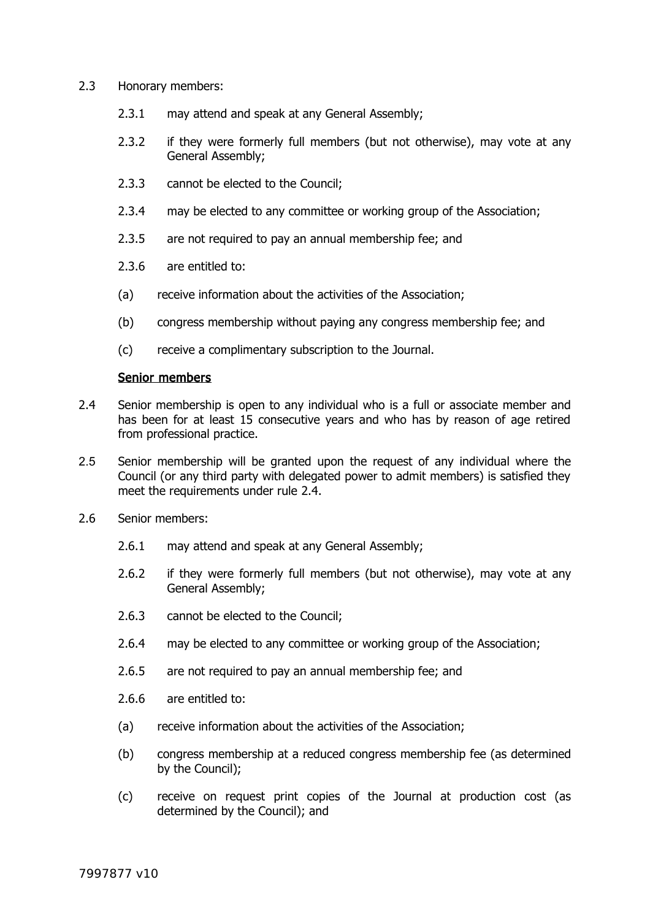2.3 Honorary members:

2.3.1 may attend and speak at any General Assembly;

2.3.2 if they were formerly full members (but not otherwise), may vote at any General Assembly;

2.3.3 cannot be elected to the Council;

2.3.4 may be elected to any committee or working group of the Association;

2.3.5 are not required to pay an annual membership fee; and

2.3.6 are entitled to:

(a) receive information about the activities of the Association;

(b) congress membership without paying any congress membership fee; and

(c) receive a complimentary subscription to the Journal.

**Senior members**

2.4 Senior membership is open to any individual who is a full or associate member and has been for at least 15 consecutive years and who has by reason of age retired from professional practice.

2.5 Senior membership will be granted upon the request of any individual where the Council (or any third party with delegated power to admit members) is satisfied they meet the requirements under rule 2.4.

2.6 Senior members:

2.6.1 may attend and speak at any General Assembly;

2.6.2 if they were formerly full members (but not otherwise), may vote at any General Assembly;

2.6.3 cannot be elected to the Council;

2.6.4 may be elected to any committee or working group of the Association;

2.6.5 are not required to pay an annual membership fee; and

2.6.6 are entitled to:

(a) receive information about the activities of the Association;

(b) congress membership at a reduced congress membership fee (as determined by the Council);

(c) receive on request print copies of the Journal at production cost (as determined by the Council); and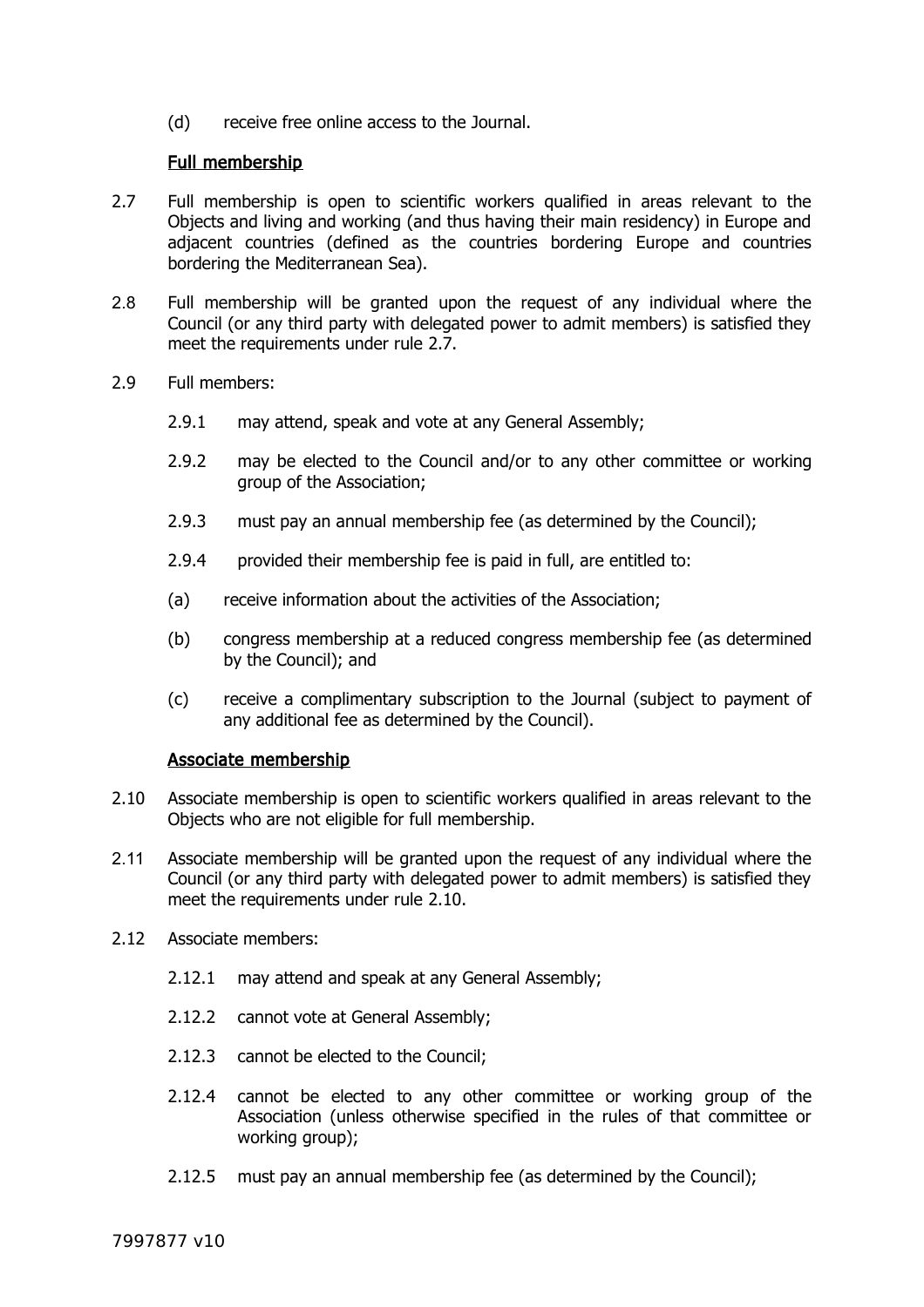(d) receive free online access to the Journal.

## Full membership

2.7 Full membership is open to scientific workers qualified in areas relevant to the Objects and living and working (and thus having their main residency) in Europe and adjacent countries (defined as the countries bordering Europe and countries bordering the Mediterranean Sea).

2.8 Full membership will be granted upon the request of any individual where the Council (or any third party with delegated power to admit members) is satisfied they meet the requirements under rule 2.7.

2.9 Full members:

2.9.1 may attend, speak and vote at any General Assembly;

2.9.2 may be elected to the Council and/or to any other committee or working group of the Association;

2.9.3 must pay an annual membership fee (as determined by the Council);

2.9.4 provided their membership fee is paid in full, are entitled to:

(a) receive information about the activities of the Association;

(b) congress membership at a reduced congress membership fee (as determined by the Council); and

(c) receive a complimentary subscription to the Journal (subject to payment of any additional fee as determined by the Council).

## Associate membership

2.10 Associate membership is open to scientific workers qualified in areas relevant to the Objects who are not eligible for full membership.

2.11 Associate membership will be granted upon the request of any individual where the Council (or any third party with delegated power to admit members) is satisfied they meet the requirements under rule 2.10.

2.12 Associate members:

2.12.1 may attend and speak at any General Assembly;

2.12.2 cannot vote at General Assembly;

2.12.3 cannot be elected to the Council;

2.12.4 cannot be elected to any other committee or working group of the Association (unless otherwise specified in the rules of that committee or working group);

2.12.5 must pay an annual membership fee (as determined by the Council);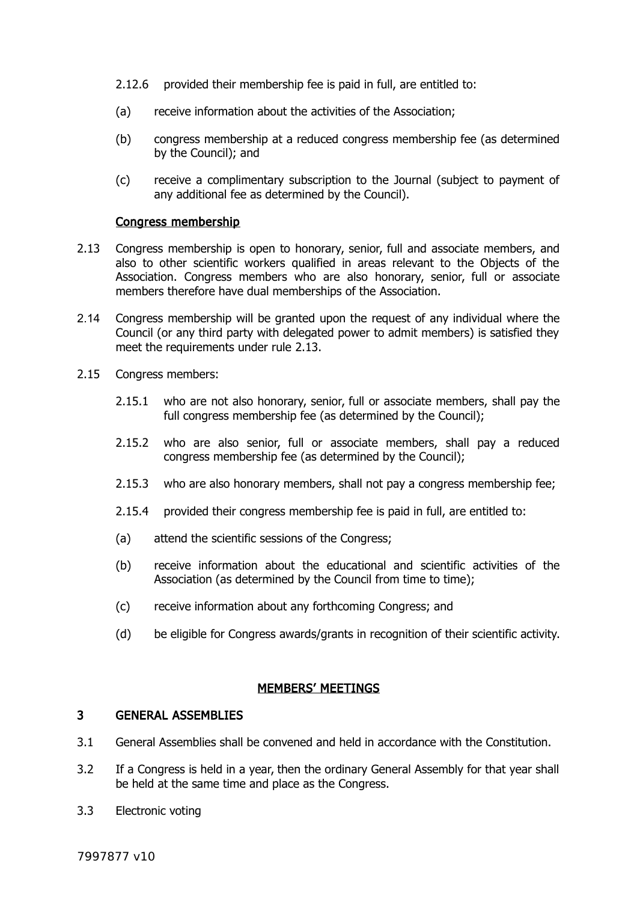2.12.6 provided their membership fee is paid in full, are entitled to:

(a) receive information about the activities of the Association;

(b) congress membership at a reduced congress membership fee (as determined by the Council); and

(c) receive a complimentary subscription to the Journal (subject to payment of any additional fee as determined by the Council).

**Congress membership**

2.13 Congress membership is open to honorary, senior, full and associate members, and also to other scientific workers qualified in areas relevant to the Objects of the Association. Congress members who are also honorary, senior, full or associate members therefore have dual memberships of the Association.

2.14 Congress membership will be granted upon the request of any individual where the Council (or any third party with delegated power to admit members) is satisfied they meet the requirements under rule 2.13.

2.15 Congress members:

2.15.1 who are not also honorary, senior, full or associate members, shall pay the full congress membership fee (as determined by the Council);

2.15.2 who are also senior, full or associate members, shall pay a reduced congress membership fee (as determined by the Council);

2.15.3 who are also honorary members, shall not pay a congress membership fee;

2.15.4 provided their congress membership fee is paid in full, are entitled to:

(a) attend the scientific sessions of the Congress;

(b) receive information about the educational and scientific activities of the Association (as determined by the Council from time to time);

(c) receive information about any forthcoming Congress; and

(d) be eligible for Congress awards/grants in recognition of their scientific activity.

## MEMBERS' MEETINGS

### 3 GENERAL ASSEMBLIES

3.1 General Assemblies shall be convened and held in accordance with the Constitution.

3.2 If a Congress is held in a year, then the ordinary General Assembly for that year shall be held at the same time and place as the Congress.

3.3 Electronic voting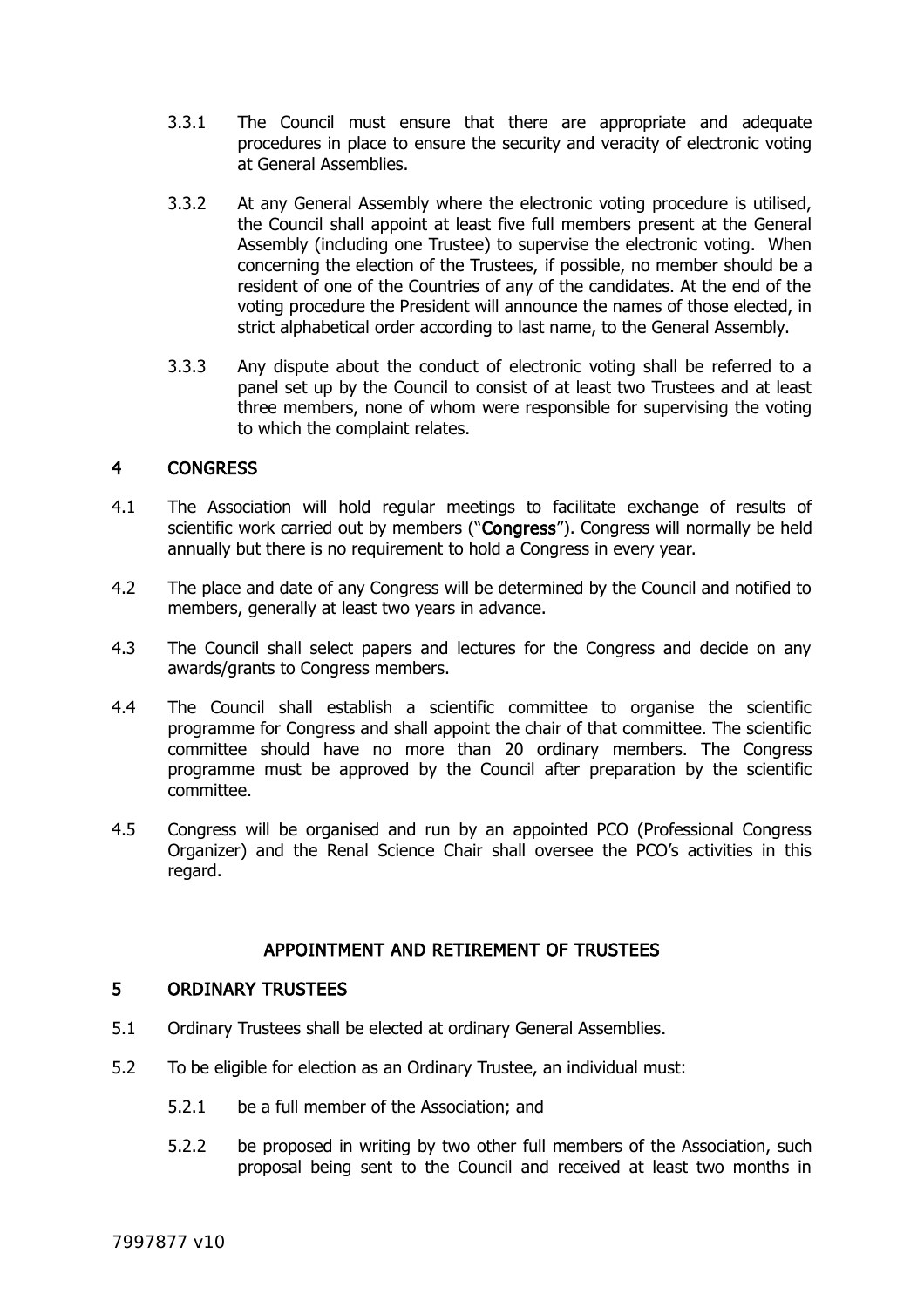3.3.1 The Council must ensure that there are appropriate and adequate procedures in place to ensure the security and veracity of electronic voting at General Assemblies.

3.3.2 At any General Assembly where the electronic voting procedure is utilised, the Council shall appoint at least five full members present at the General Assembly (including one Trustee) to supervise the electronic voting. When concerning the election of the Trustees, if possible, no member should be a resident of one of the Countries of any of the candidates. At the end of the voting procedure the President will announce the names of those elected, in strict alphabetical order according to last name, to the General Assembly.

3.3.3 Any dispute about the conduct of electronic voting shall be referred to a panel set up by the Council to consist of at least two Trustees and at least three members, none of whom were responsible for supervising the voting to which the complaint relates.

## 4 CONGRESS

4.1 The Association will hold regular meetings to facilitate exchange of results of scientific work carried out by members ("**Congress**"). Congress will normally be held annually but there is no requirement to hold a Congress in every year.

4.2 The place and date of any Congress will be determined by the Council and notified to members, generally at least two years in advance.

4.3 The Council shall select papers and lectures for the Congress and decide on any awards/grants to Congress members.

4.4 The Council shall establish a scientific committee to organise the scientific programme for Congress and shall appoint the chair of that committee. The scientific committee should have no more than 20 ordinary members. The Congress programme must be approved by the Council after preparation by the scientific committee.

4.5 Congress will be organised and run by an appointed PCO (Professional Congress Organizer) and the Renal Science Chair shall oversee the PCO's activities in this regard.

## APPOINTMENT AND RETIREMENT OF TRUSTEES

## 5 ORDINARY TRUSTEES

5.1 Ordinary Trustees shall be elected at ordinary General Assemblies.

5.2 To be eligible for election as an Ordinary Trustee, an individual must:

5.2.1 be a full member of the Association; and

5.2.2 be proposed in writing by two other full members of the Association, such proposal being sent to the Council and received at least two months in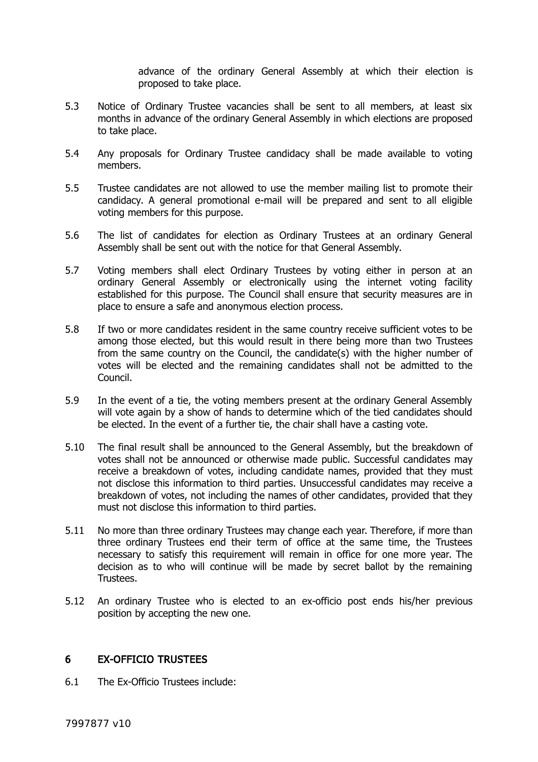advance of the ordinary General Assembly at which their election is proposed to take place.

5.3 Notice of Ordinary Trustee vacancies shall be sent to all members, at least six months in advance of the ordinary General Assembly in which elections are proposed to take place.

5.4 Any proposals for Ordinary Trustee candidacy shall be made available to voting members.

5.5 Trustee candidates are not allowed to use the member mailing list to promote their candidacy. A general promotional e-mail will be prepared and sent to all eligible voting members for this purpose.

5.6 The list of candidates for election as Ordinary Trustees at an ordinary General Assembly shall be sent out with the notice for that General Assembly.

5.7 Voting members shall elect Ordinary Trustees by voting either in person at an ordinary General Assembly or electronically using the internet voting facility established for this purpose. The Council shall ensure that security measures are in place to ensure a safe and anonymous election process.

5.8 If two or more candidates resident in the same country receive sufficient votes to be among those elected, but this would result in there being more than two Trustees from the same country on the Council, the candidate(s) with the higher number of votes will be elected and the remaining candidates shall not be admitted to the Council.

5.9 In the event of a tie, the voting members present at the ordinary General Assembly will vote again by a show of hands to determine which of the tied candidates should be elected. In the event of a further tie, the chair shall have a casting vote.

5.10 The final result shall be announced to the General Assembly, but the breakdown of votes shall not be announced or otherwise made public. Successful candidates may receive a breakdown of votes, including candidate names, provided that they must not disclose this information to third parties. Unsuccessful candidates may receive a breakdown of votes, not including the names of other candidates, provided that they must not disclose this information to third parties.

5.11 No more than three ordinary Trustees may change each year. Therefore, if more than three ordinary Trustees end their term of office at the same time, the Trustees necessary to satisfy this requirement will remain in office for one more year. The decision as to who will continue will be made by secret ballot by the remaining Trustees.

5.12 An ordinary Trustee who is elected to an ex-officio post ends his/her previous position by accepting the new one.

## 6 EX-OFFICIO TRUSTEES

6.1 The Ex-Officio Trustees include: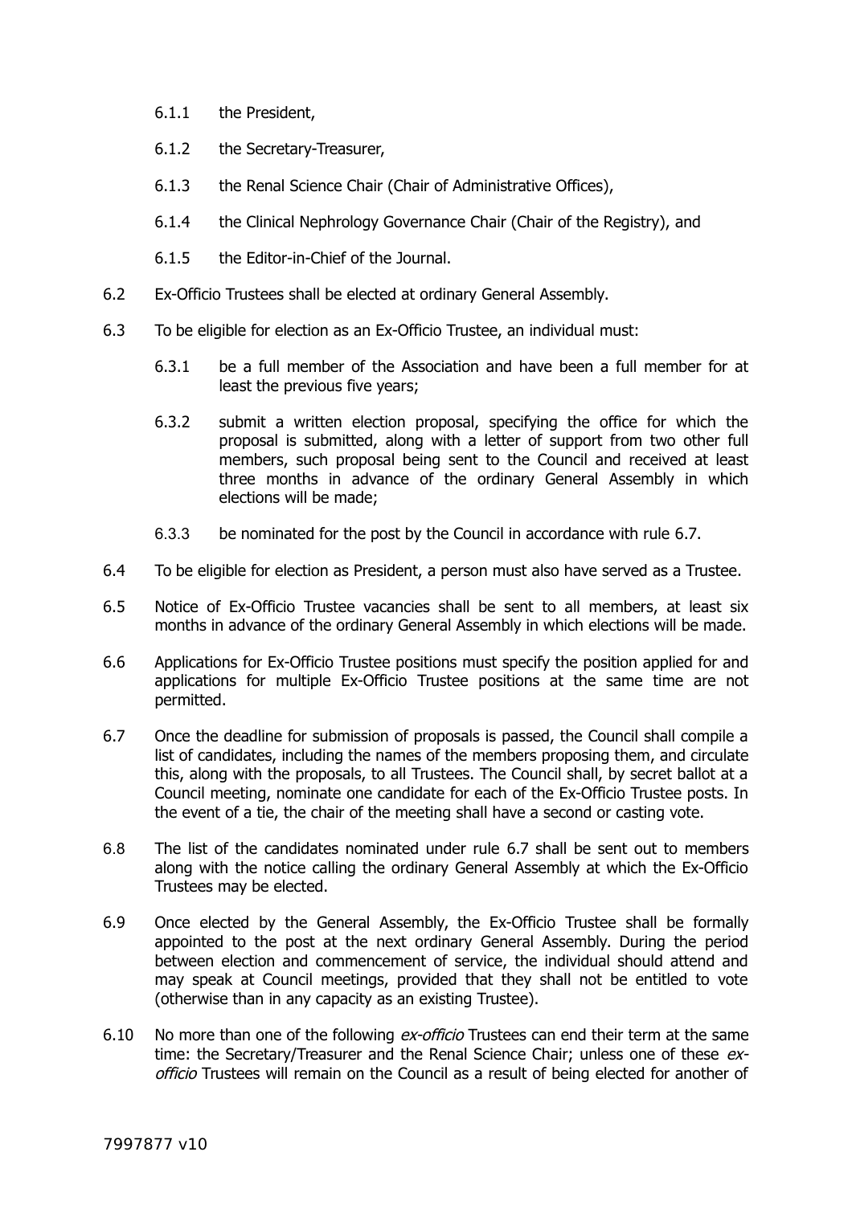6.1.1 the President,

6.1.2 the Secretary-Treasurer,

6.1.3 the Renal Science Chair (Chair of Administrative Offices),

6.1.4 the Clinical Nephrology Governance Chair (Chair of the Registry), and

6.1.5 the Editor-in-Chief of the Journal.

6.2 Ex-Officio Trustees shall be elected at ordinary General Assembly.

6.3 To be eligible for election as an Ex-Officio Trustee, an individual must:

6.3.1 be a full member of the Association and have been a full member for at least the previous five years;

6.3.2 submit a written election proposal, specifying the office for which the proposal is submitted, along with a letter of support from two other full members, such proposal being sent to the Council and received at least three months in advance of the ordinary General Assembly in which elections will be made;

6.3.3 be nominated for the post by the Council in accordance with rule 6.7.

6.4 To be eligible for election as President, a person must also have served as a Trustee.

6.5 Notice of Ex-Officio Trustee vacancies shall be sent to all members, at least six months in advance of the ordinary General Assembly in which elections will be made.

6.6 Applications for Ex-Officio Trustee positions must specify the position applied for and applications for multiple Ex-Officio Trustee positions at the same time are not permitted.

6.7 Once the deadline for submission of proposals is passed, the Council shall compile a list of candidates, including the names of the members proposing them, and circulate this, along with the proposals, to all Trustees. The Council shall, by secret ballot at a Council meeting, nominate one candidate for each of the Ex-Officio Trustee posts. In the event of a tie, the chair of the meeting shall have a second or casting vote.

6.8 The list of the candidates nominated under rule 6.7 shall be sent out to members along with the notice calling the ordinary General Assembly at which the Ex-Officio Trustees may be elected.

6.9 Once elected by the General Assembly, the Ex-Officio Trustee shall be formally appointed to the post at the next ordinary General Assembly. During the period between election and commencement of service, the individual should attend and may speak at Council meetings, provided that they shall not be entitled to vote (otherwise than in any capacity as an existing Trustee).

6.10 No more than one of the following *ex-officio* Trustees can end their term at the same time: the Secretary/Treasurer and the Renal Science Chair; unless one of these *ex-officio* Trustees will remain on the Council as a result of being elected for another of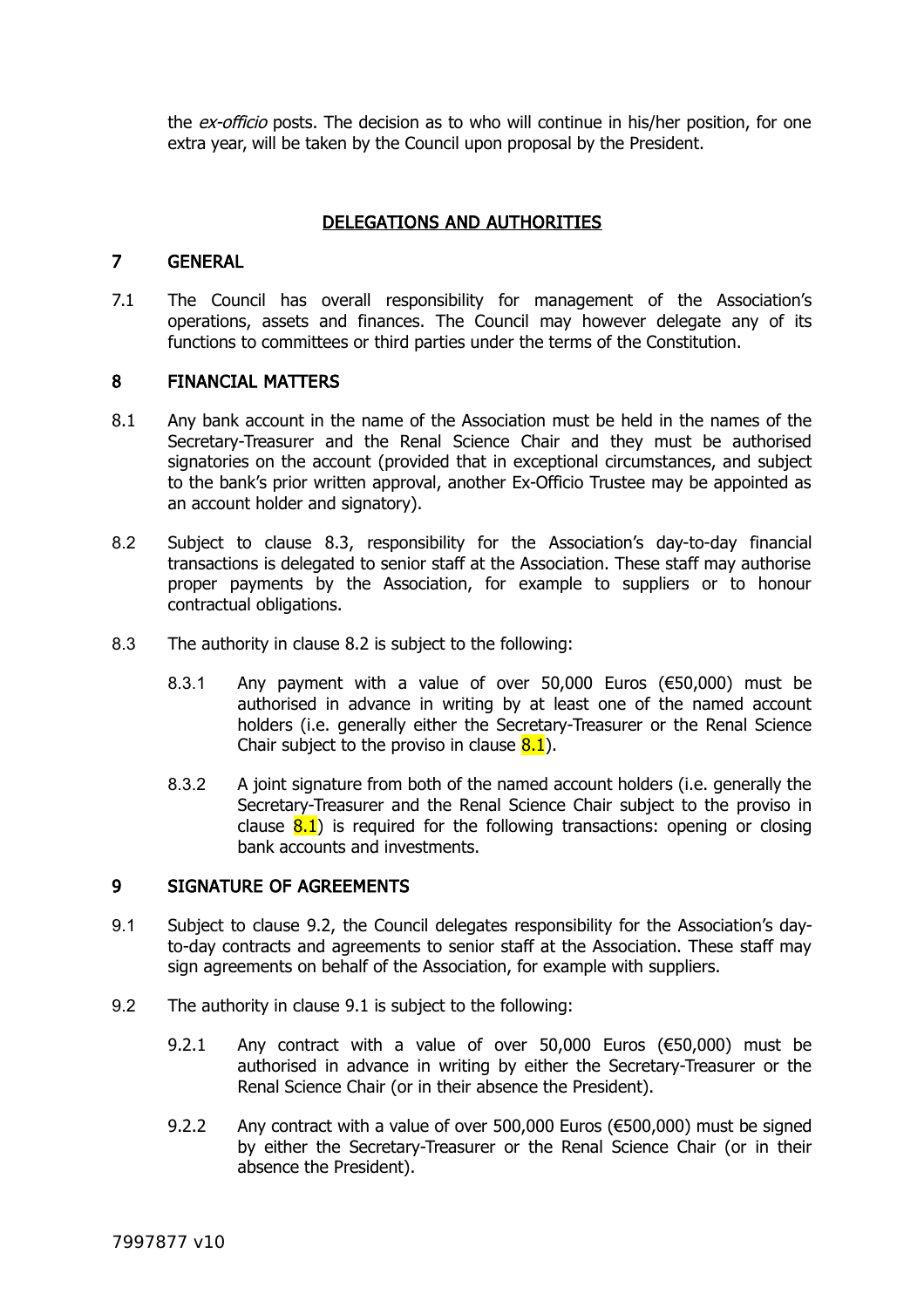the *ex-officio* posts. The decision as to who will continue in his/her position, for one extra year, will be taken by the Council upon proposal by the President.

## DELEGATIONS AND AUTHORITIES

### 7 GENERAL

7.1 The Council has overall responsibility for management of the Association's operations, assets and finances. The Council may however delegate any of its functions to committees or third parties under the terms of the Constitution.

### 8 FINANCIAL MATTERS

8.1 Any bank account in the name of the Association must be held in the names of the Secretary-Treasurer and the Renal Science Chair and they must be authorised signatories on the account (provided that in exceptional circumstances, and subject to the bank's prior written approval, another Ex-Officio Trustee may be appointed as an account holder and signatory).

8.2 Subject to clause 8.3, responsibility for the Association's day-to-day financial transactions is delegated to senior staff at the Association. These staff may authorise proper payments by the Association, for example to suppliers or to honour contractual obligations.

8.3 The authority in clause 8.2 is subject to the following:

8.3.1 Any payment with a value of over 50,000 Euros (€50,000) must be authorised in advance in writing by at least one of the named account holders (i.e. generally either the Secretary-Treasurer or the Renal Science Chair subject to the proviso in clause 8.1).

8.3.2 A joint signature from both of the named account holders (i.e. generally the Secretary-Treasurer and the Renal Science Chair subject to the proviso in clause 8.1) is required for the following transactions: opening or closing bank accounts and investments.

### 9 SIGNATURE OF AGREEMENTS

9.1 Subject to clause 9.2, the Council delegates responsibility for the Association's day-to-day contracts and agreements to senior staff at the Association. These staff may sign agreements on behalf of the Association, for example with suppliers.

9.2 The authority in clause 9.1 is subject to the following:

9.2.1 Any contract with a value of over 50,000 Euros (€50,000) must be authorised in advance in writing by either the Secretary-Treasurer or the Renal Science Chair (or in their absence the President).

9.2.2 Any contract with a value of over 500,000 Euros (€500,000) must be signed by either the Secretary-Treasurer or the Renal Science Chair (or in their absence the President).

7997877 v10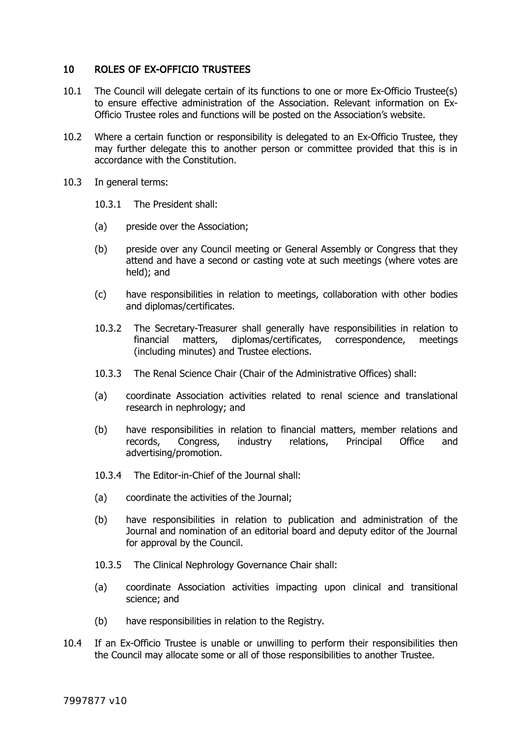## 10 ROLES OF EX-OFFICIO TRUSTEES

10.1 The Council will delegate certain of its functions to one or more Ex-Officio Trustee(s) to ensure effective administration of the Association. Relevant information on Ex-Officio Trustee roles and functions will be posted on the Association's website.

10.2 Where a certain function or responsibility is delegated to an Ex-Officio Trustee, they may further delegate this to another person or committee provided that this is in accordance with the Constitution.

10.3 In general terms:

10.3.1 The President shall:

(a) preside over the Association;

(b) preside over any Council meeting or General Assembly or Congress that they attend and have a second or casting vote at such meetings (where votes are held); and

(c) have responsibilities in relation to meetings, collaboration with other bodies and diplomas/certificates.

10.3.2 The Secretary-Treasurer shall generally have responsibilities in relation to financial matters, diplomas/certificates, correspondence, meetings (including minutes) and Trustee elections.

10.3.3 The Renal Science Chair (Chair of the Administrative Offices) shall:

(a) coordinate Association activities related to renal science and translational research in nephrology; and

(b) have responsibilities in relation to financial matters, member relations and records, Congress, industry relations, Principal Office and advertising/promotion.

10.3.4 The Editor-in-Chief of the Journal shall:

(a) coordinate the activities of the Journal;

(b) have responsibilities in relation to publication and administration of the Journal and nomination of an editorial board and deputy editor of the Journal for approval by the Council.

10.3.5 The Clinical Nephrology Governance Chair shall:

(a) coordinate Association activities impacting upon clinical and transitional science; and

(b) have responsibilities in relation to the Registry.

10.4 If an Ex-Officio Trustee is unable or unwilling to perform their responsibilities then the Council may allocate some or all of those responsibilities to another Trustee.

7997877 v10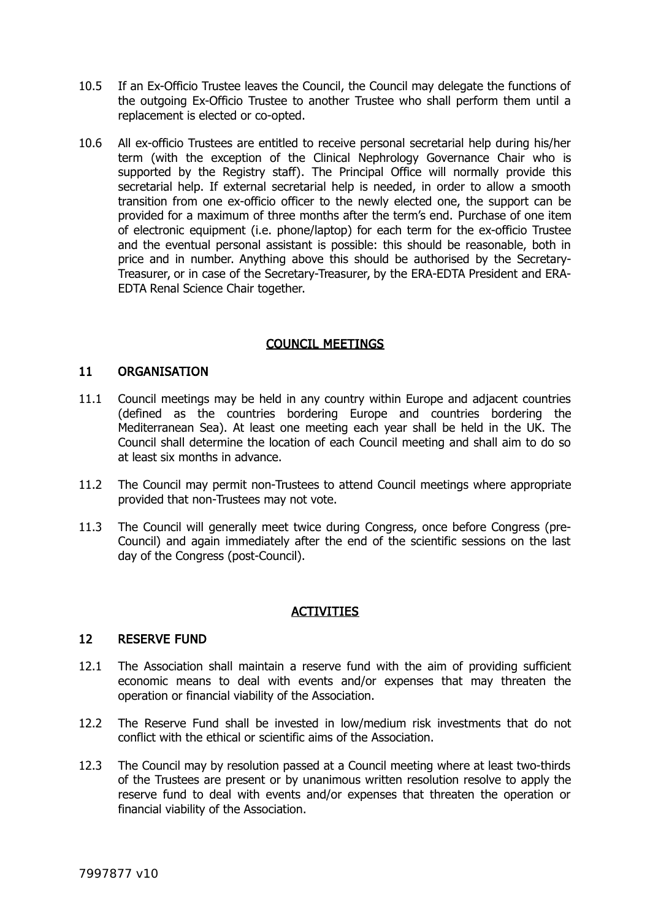10.5 If an Ex-Officio Trustee leaves the Council, the Council may delegate the functions of the outgoing Ex-Officio Trustee to another Trustee who shall perform them until a replacement is elected or co-opted.

10.6 All ex-officio Trustees are entitled to receive personal secretarial help during his/her term (with the exception of the Clinical Nephrology Governance Chair who is supported by the Registry staff). The Principal Office will normally provide this secretarial help. If external secretarial help is needed, in order to allow a smooth transition from one ex-officio officer to the newly elected one, the support can be provided for a maximum of three months after the term's end. Purchase of one item of electronic equipment (i.e. phone/laptop) for each term for the ex-officio Trustee and the eventual personal assistant is possible: this should be reasonable, both in price and in number. Anything above this should be authorised by the Secretary-Treasurer, or in case of the Secretary-Treasurer, by the ERA-EDTA President and ERA-EDTA Renal Science Chair together.

## COUNCIL MEETINGS

### 11 ORGANISATION

11.1 Council meetings may be held in any country within Europe and adjacent countries (defined as the countries bordering Europe and countries bordering the Mediterranean Sea). At least one meeting each year shall be held in the UK. The Council shall determine the location of each Council meeting and shall aim to do so at least six months in advance.

11.2 The Council may permit non-Trustees to attend Council meetings where appropriate provided that non-Trustees may not vote.

11.3 The Council will generally meet twice during Congress, once before Congress (pre-Council) and again immediately after the end of the scientific sessions on the last day of the Congress (post-Council).

## ACTIVITIES

### 12 RESERVE FUND

12.1 The Association shall maintain a reserve fund with the aim of providing sufficient economic means to deal with events and/or expenses that may threaten the operation or financial viability of the Association.

12.2 The Reserve Fund shall be invested in low/medium risk investments that do not conflict with the ethical or scientific aims of the Association.

12.3 The Council may by resolution passed at a Council meeting where at least two-thirds of the Trustees are present or by unanimous written resolution resolve to apply the reserve fund to deal with events and/or expenses that threaten the operation or financial viability of the Association.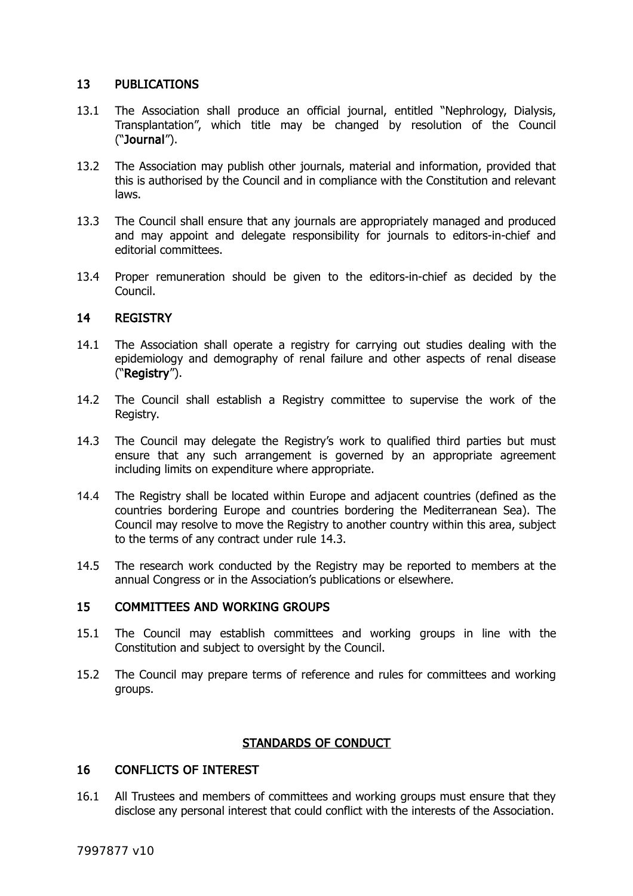## 13 PUBLICATIONS

13.1 The Association shall produce an official journal, entitled "Nephrology, Dialysis, Transplantation", which title may be changed by resolution of the Council ("**Journal**").

13.2 The Association may publish other journals, material and information, provided that this is authorised by the Council and in compliance with the Constitution and relevant laws.

13.3 The Council shall ensure that any journals are appropriately managed and produced and may appoint and delegate responsibility for journals to editors-in-chief and editorial committees.

13.4 Proper remuneration should be given to the editors-in-chief as decided by the Council.

## 14 REGISTRY

14.1 The Association shall operate a registry for carrying out studies dealing with the epidemiology and demography of renal failure and other aspects of renal disease ("**Registry**").

14.2 The Council shall establish a Registry committee to supervise the work of the Registry.

14.3 The Council may delegate the Registry's work to qualified third parties but must ensure that any such arrangement is governed by an appropriate agreement including limits on expenditure where appropriate.

14.4 The Registry shall be located within Europe and adjacent countries (defined as the countries bordering Europe and countries bordering the Mediterranean Sea). The Council may resolve to move the Registry to another country within this area, subject to the terms of any contract under rule 14.3.

14.5 The research work conducted by the Registry may be reported to members at the annual Congress or in the Association's publications or elsewhere.

## 15 COMMITTEES AND WORKING GROUPS

15.1 The Council may establish committees and working groups in line with the Constitution and subject to oversight by the Council.

15.2 The Council may prepare terms of reference and rules for committees and working groups.

# STANDARDS OF CONDUCT

## 16 CONFLICTS OF INTEREST

16.1 All Trustees and members of committees and working groups must ensure that they disclose any personal interest that could conflict with the interests of the Association.

7997877 v10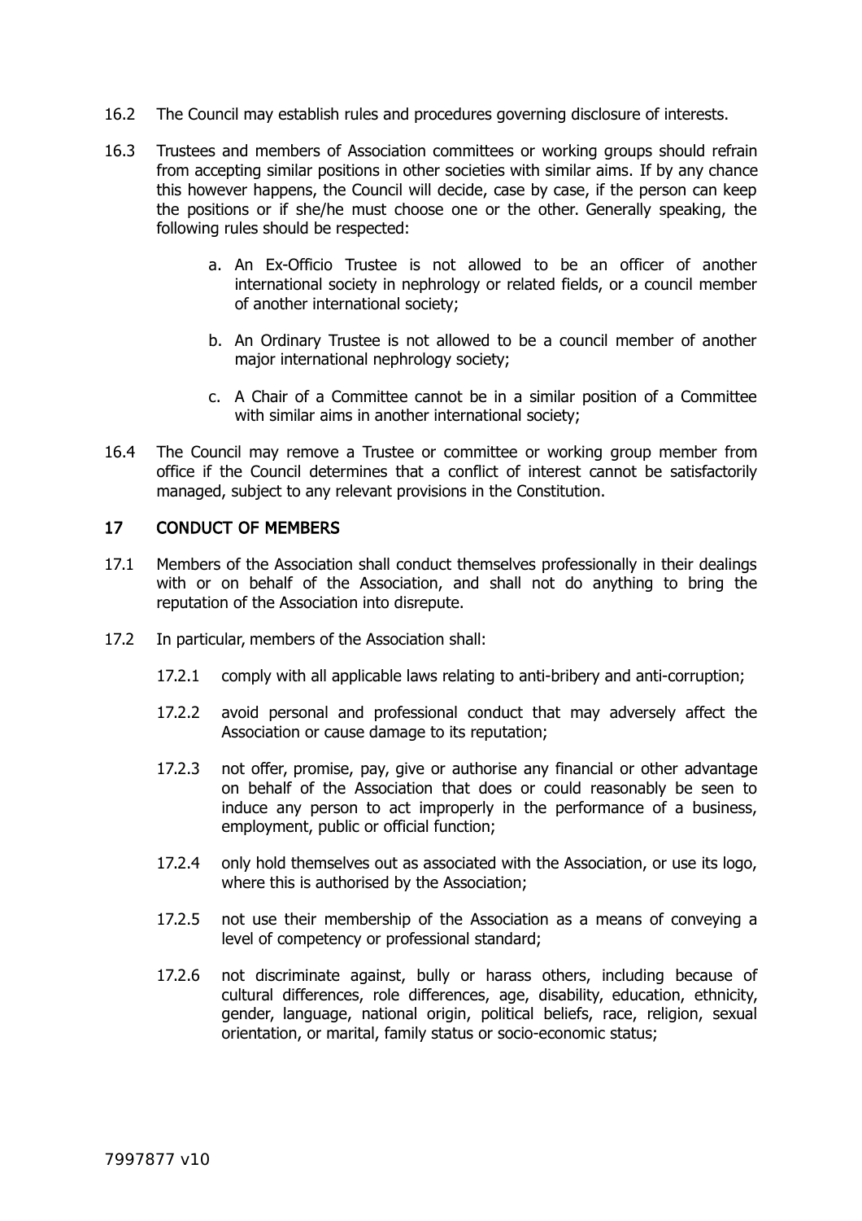16.2 The Council may establish rules and procedures governing disclosure of interests.

16.3 Trustees and members of Association committees or working groups should refrain from accepting similar positions in other societies with similar aims. If by any chance this however happens, the Council will decide, case by case, if the person can keep the positions or if she/he must choose one or the other. Generally speaking, the following rules should be respected:

a. An Ex-Officio Trustee is not allowed to be an officer of another international society in nephrology or related fields, or a council member of another international society;

b. An Ordinary Trustee is not allowed to be a council member of another major international nephrology society;

c. A Chair of a Committee cannot be in a similar position of a Committee with similar aims in another international society;

16.4 The Council may remove a Trustee or committee or working group member from office if the Council determines that a conflict of interest cannot be satisfactorily managed, subject to any relevant provisions in the Constitution.

## 17 CONDUCT OF MEMBERS

17.1 Members of the Association shall conduct themselves professionally in their dealings with or on behalf of the Association, and shall not do anything to bring the reputation of the Association into disrepute.

17.2 In particular, members of the Association shall:

17.2.1 comply with all applicable laws relating to anti-bribery and anti-corruption;

17.2.2 avoid personal and professional conduct that may adversely affect the Association or cause damage to its reputation;

17.2.3 not offer, promise, pay, give or authorise any financial or other advantage on behalf of the Association that does or could reasonably be seen to induce any person to act improperly in the performance of a business, employment, public or official function;

17.2.4 only hold themselves out as associated with the Association, or use its logo, where this is authorised by the Association;

17.2.5 not use their membership of the Association as a means of conveying a level of competency or professional standard;

17.2.6 not discriminate against, bully or harass others, including because of cultural differences, role differences, age, disability, education, ethnicity, gender, language, national origin, political beliefs, race, religion, sexual orientation, or marital, family status or socio-economic status;

7997877 v10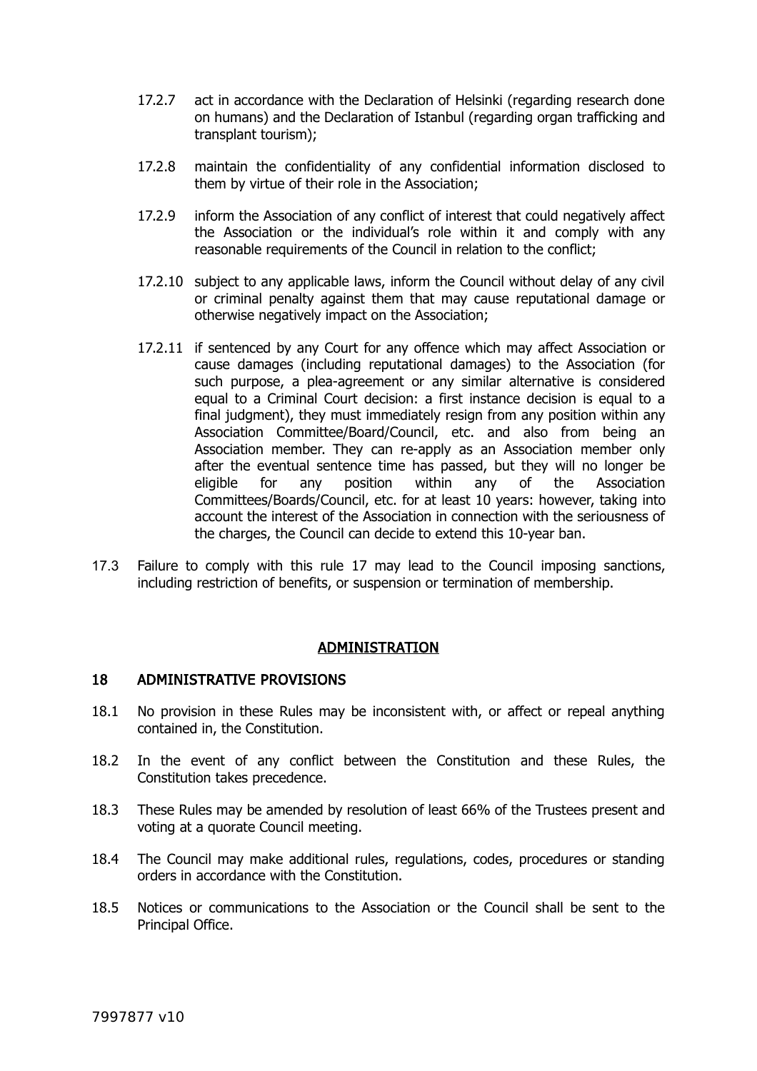17.2.7 act in accordance with the Declaration of Helsinki (regarding research done on humans) and the Declaration of Istanbul (regarding organ trafficking and transplant tourism);

17.2.8 maintain the confidentiality of any confidential information disclosed to them by virtue of their role in the Association;

17.2.9 inform the Association of any conflict of interest that could negatively affect the Association or the individual's role within it and comply with any reasonable requirements of the Council in relation to the conflict;

17.2.10 subject to any applicable laws, inform the Council without delay of any civil or criminal penalty against them that may cause reputational damage or otherwise negatively impact on the Association;

17.2.11 if sentenced by any Court for any offence which may affect Association or cause damages (including reputational damages) to the Association (for such purpose, a plea-agreement or any similar alternative is considered equal to a Criminal Court decision: a first instance decision is equal to a final judgment), they must immediately resign from any position within any Association Committee/Board/Council, etc. and also from being an Association member. They can re-apply as an Association member only after the eventual sentence time has passed, but they will no longer be eligible for any position within any of the Association Committees/Boards/Council, etc. for at least 10 years: however, taking into account the interest of the Association in connection with the seriousness of the charges, the Council can decide to extend this 10-year ban.

17.3 Failure to comply with this rule 17 may lead to the Council imposing sanctions, including restriction of benefits, or suspension or termination of membership.

## ADMINISTRATION

### 18 ADMINISTRATIVE PROVISIONS

18.1 No provision in these Rules may be inconsistent with, or affect or repeal anything contained in, the Constitution.

18.2 In the event of any conflict between the Constitution and these Rules, the Constitution takes precedence.

18.3 These Rules may be amended by resolution of least 66% of the Trustees present and voting at a quorate Council meeting.

18.4 The Council may make additional rules, regulations, codes, procedures or standing orders in accordance with the Constitution.

18.5 Notices or communications to the Association or the Council shall be sent to the Principal Office.

7997877 v10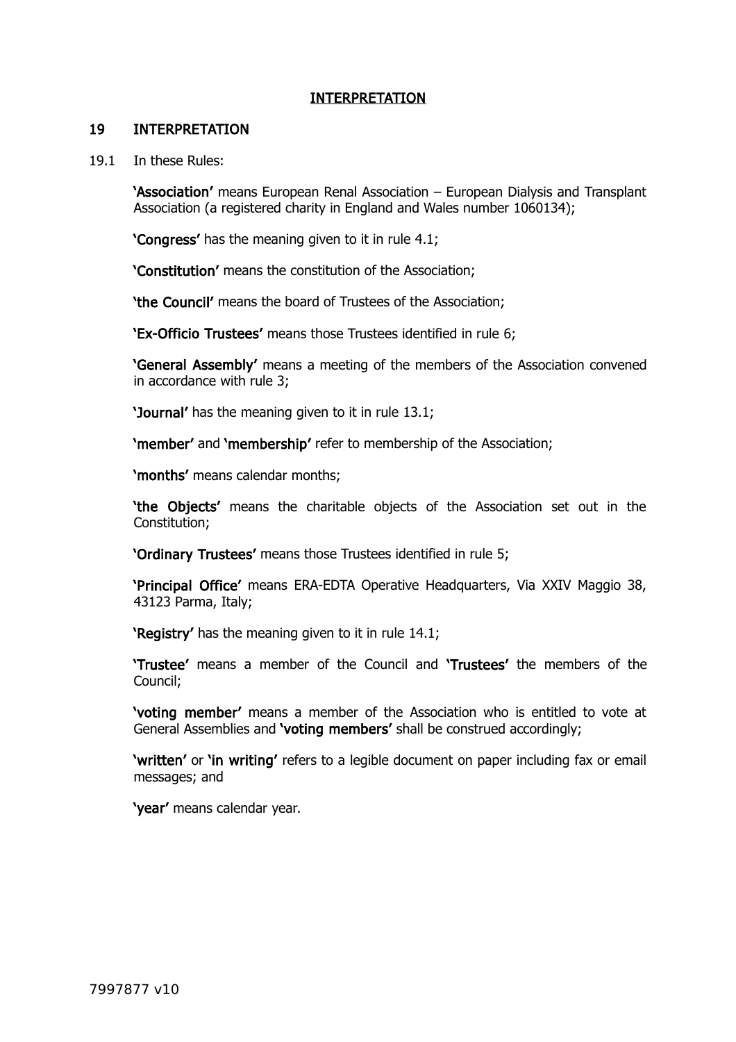## INTERPRETATION

### 19 INTERPRETATION

19.1 In these Rules:

**'Association'** means European Renal Association – European Dialysis and Transplant Association (a registered charity in England and Wales number 1060134);

**'Congress'** has the meaning given to it in rule 4.1;

**'Constitution'** means the constitution of the Association;

**'the Council'** means the board of Trustees of the Association;

**'Ex-Officio Trustees'** means those Trustees identified in rule 6;

**'General Assembly'** means a meeting of the members of the Association convened in accordance with rule 3;

**'Journal'** has the meaning given to it in rule 13.1;

**'member'** and **'membership'** refer to membership of the Association;

**'months'** means calendar months;

**'the Objects'** means the charitable objects of the Association set out in the Constitution;

**'Ordinary Trustees'** means those Trustees identified in rule 5;

**'Principal Office'** means ERA-EDTA Operative Headquarters, Via XXIV Maggio 38, 43123 Parma, Italy;

**'Registry'** has the meaning given to it in rule 14.1;

**'Trustee'** means a member of the Council and **'Trustees'** the members of the Council;

**'voting member'** means a member of the Association who is entitled to vote at General Assemblies and **'voting members'** shall be construed accordingly;

**'written'** or **'in writing'** refers to a legible document on paper including fax or email messages; and

**'year'** means calendar year.

7997877 v10